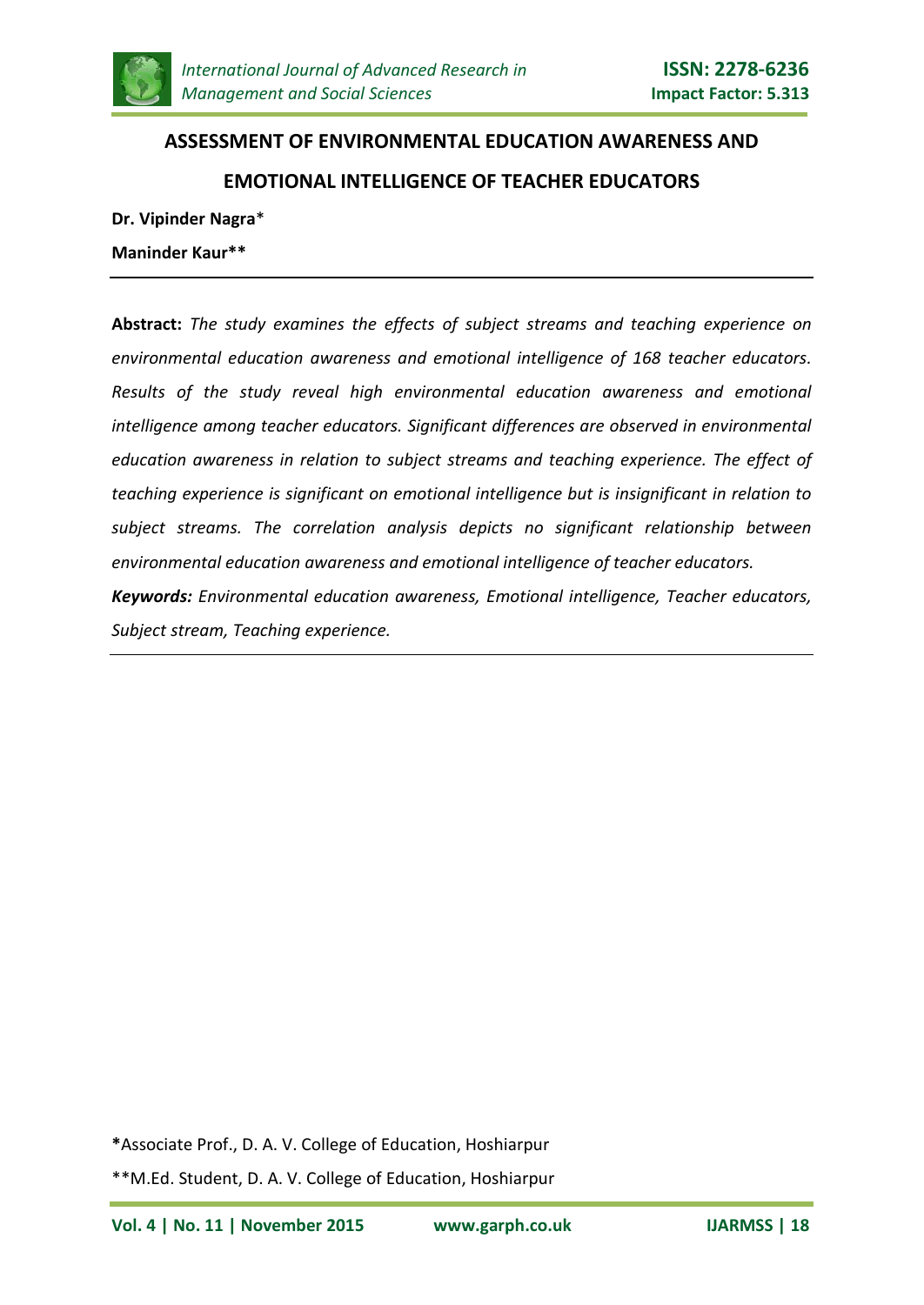# ASSESSMENT OF ENVIRONMENTAL EDUCATION AWARENESS AND EMOTIONAL INTELLIGENCE OF TEACHER EDUCATORS

**Dr. Vipinder Nagra***

**Maninder Kaur****

---

**Abstract:** *The study examines the effects of subject streams and teaching experience on environmental education awareness and emotional intelligence of 168 teacher educators. Results of the study reveal high environmental education awareness and emotional intelligence among teacher educators. Significant differences are observed in environmental education awareness in relation to subject streams and teaching experience. The effect of teaching experience is significant on emotional intelligence but is insignificant in relation to subject streams. The correlation analysis depicts no significant relationship between environmental education awareness and emotional intelligence of teacher educators.*

***Keywords:*** *Environmental education awareness, Emotional intelligence, Teacher educators, Subject stream, Teaching experience.*

---

***Associate Prof., D. A. V. College of Education, Hoshiarpur**

**M.Ed. Student, D. A. V. College of Education, Hoshiarpur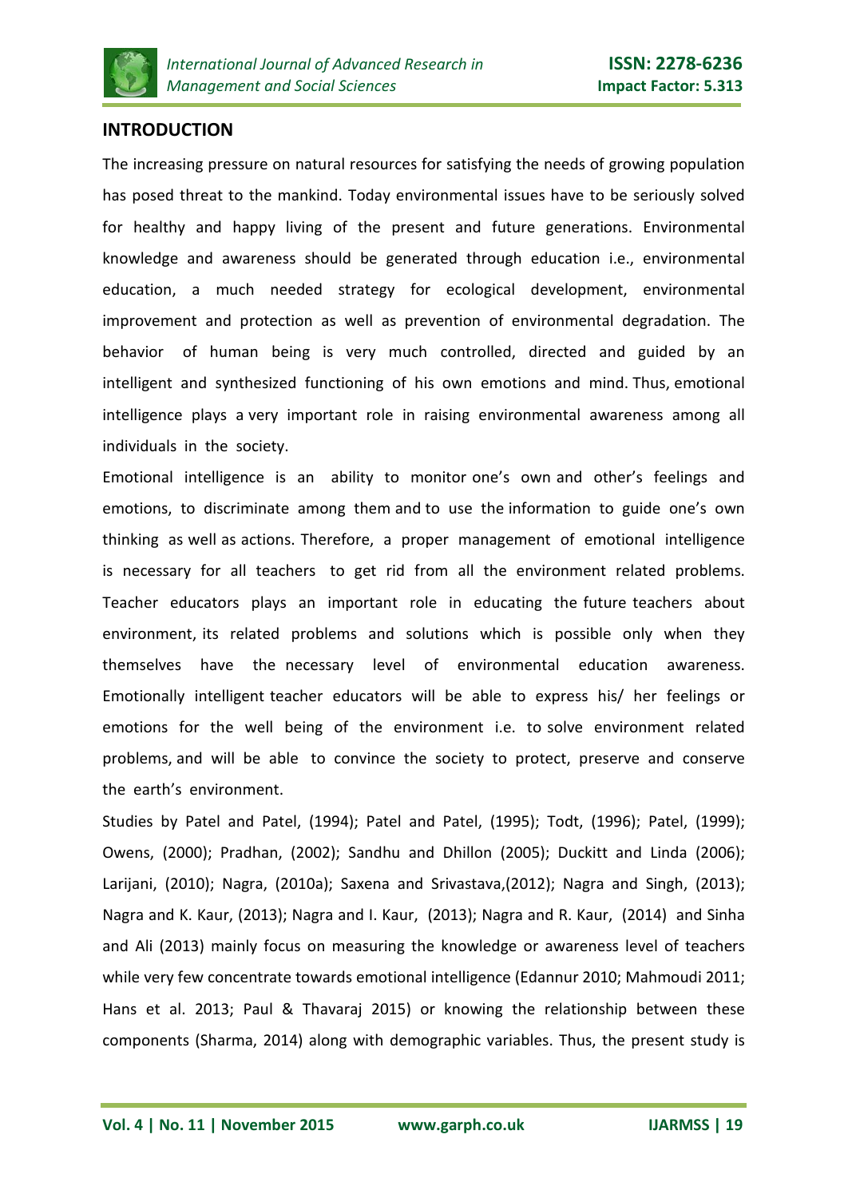## INTRODUCTION

The increasing pressure on natural resources for satisfying the needs of growing population has posed threat to the mankind. Today environmental issues have to be seriously solved for healthy and happy living of the present and future generations. Environmental knowledge and awareness should be generated through education i.e., environmental education, a much needed strategy for ecological development, environmental improvement and protection as well as prevention of environmental degradation. The behavior of human being is very much controlled, directed and guided by an intelligent and synthesized functioning of his own emotions and mind. Thus, emotional intelligence plays a very important role in raising environmental awareness among all individuals in the society.

Emotional intelligence is an ability to monitor one's own and other's feelings and emotions, to discriminate among them and to use the information to guide one's own thinking as well as actions. Therefore, a proper management of emotional intelligence is necessary for all teachers to get rid from all the environment related problems. Teacher educators plays an important role in educating the future teachers about environment, its related problems and solutions which is possible only when they themselves have the necessary level of environmental education awareness. Emotionally intelligent teacher educators will be able to express his/ her feelings or emotions for the well being of the environment i.e. to solve environment related problems, and will be able to convince the society to protect, preserve and conserve the earth's environment.

Studies by Patel and Patel, (1994); Patel and Patel, (1995); Todt, (1996); Patel, (1999); Owens, (2000); Pradhan, (2002); Sandhu and Dhillon (2005); Duckitt and Linda (2006); Larijani, (2010); Nagra, (2010a); Saxena and Srivastava,(2012); Nagra and Singh, (2013); Nagra and K. Kaur, (2013); Nagra and I. Kaur, (2013); Nagra and R. Kaur, (2014) and Sinha and Ali (2013) mainly focus on measuring the knowledge or awareness level of teachers while very few concentrate towards emotional intelligence (Edannur 2010; Mahmoudi 2011; Hans et al. 2013; Paul & Thavaraj 2015) or knowing the relationship between these components (Sharma, 2014) along with demographic variables. Thus, the present study is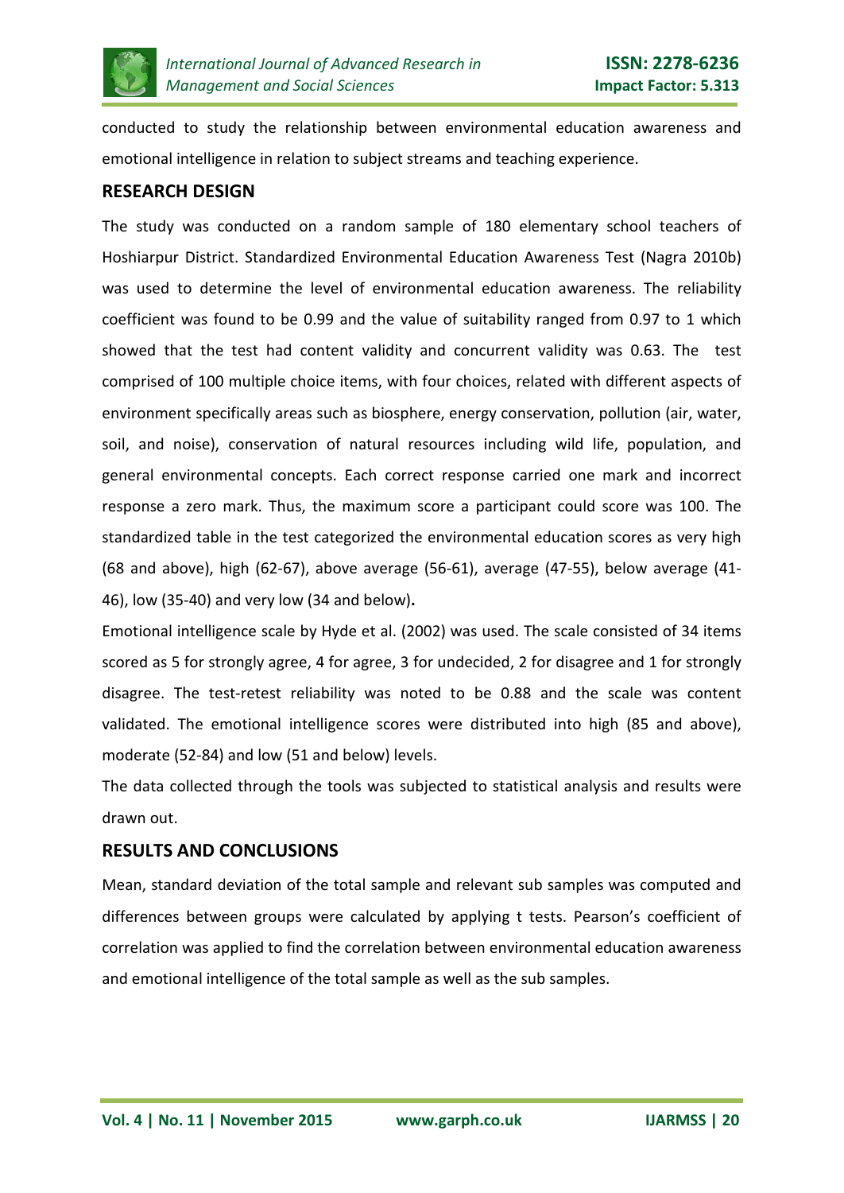conducted to study the relationship between environmental education awareness and emotional intelligence in relation to subject streams and teaching experience.

## RESEARCH DESIGN

The study was conducted on a random sample of 180 elementary school teachers of Hoshiarpur District. Standardized Environmental Education Awareness Test (Nagra 2010b) was used to determine the level of environmental education awareness. The reliability coefficient was found to be 0.99 and the value of suitability ranged from 0.97 to 1 which showed that the test had content validity and concurrent validity was 0.63. The test comprised of 100 multiple choice items, with four choices, related with different aspects of environment specifically areas such as biosphere, energy conservation, pollution (air, water, soil, and noise), conservation of natural resources including wild life, population, and general environmental concepts. Each correct response carried one mark and incorrect response a zero mark. Thus, the maximum score a participant could score was 100. The standardized table in the test categorized the environmental education scores as very high (68 and above), high (62-67), above average (56-61), average (47-55), below average (41-46), low (35-40) and very low (34 and below).

Emotional intelligence scale by Hyde et al. (2002) was used. The scale consisted of 34 items scored as 5 for strongly agree, 4 for agree, 3 for undecided, 2 for disagree and 1 for strongly disagree. The test-retest reliability was noted to be 0.88 and the scale was content validated. The emotional intelligence scores were distributed into high (85 and above), moderate (52-84) and low (51 and below) levels.

The data collected through the tools was subjected to statistical analysis and results were drawn out.

## RESULTS AND CONCLUSIONS

Mean, standard deviation of the total sample and relevant sub samples was computed and differences between groups were calculated by applying t tests. Pearson's coefficient of correlation was applied to find the correlation between environmental education awareness and emotional intelligence of the total sample as well as the sub samples.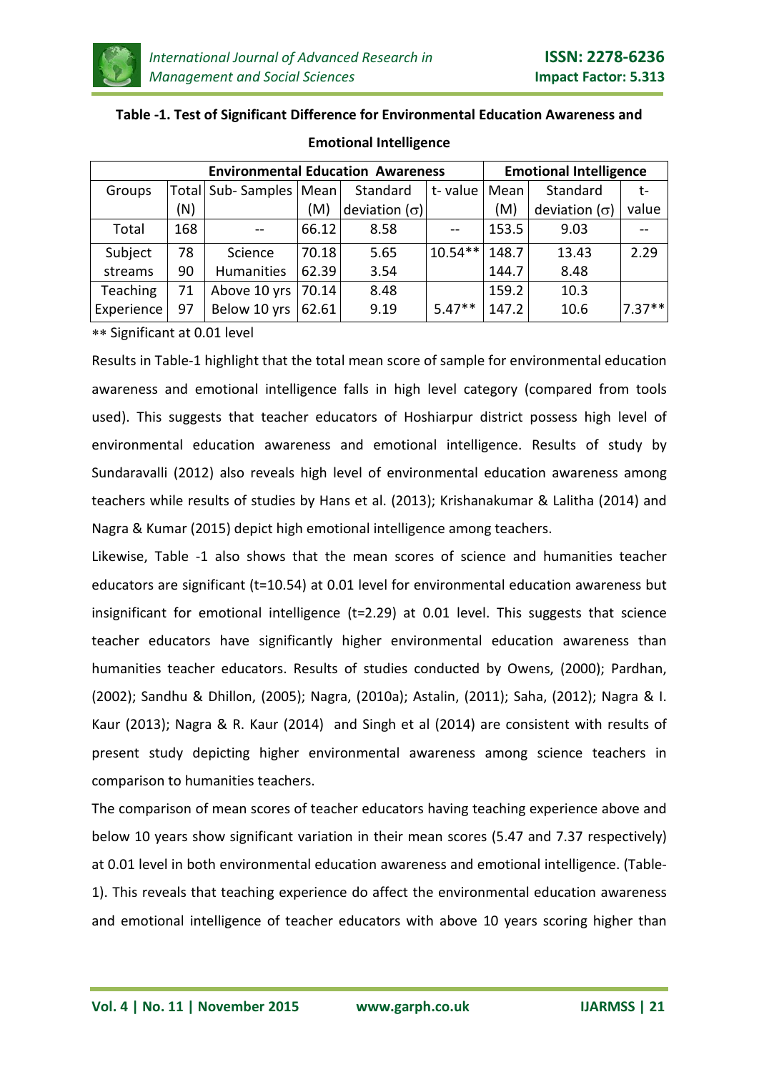**Table -1. Test of Significant Difference for Environmental Education Awareness and Emotional Intelligence**

| Environmental Education Awareness | | | | | | Emotional Intelligence | | |
|---|---|---|---|---|---|---|---|---|
| Groups | Total (N) | Sub- Samples | Mean (M) | Standard deviation (σ) | t- value | Mean (M) | Standard deviation (σ) | t- value |
| Total | 168 | -- | 66.12 | 8.58 | -- | 153.5 | 9.03 | -- |
| Subject streams | 78 | Science | 70.18 | 5.65 | 10.54** | 148.7 | 13.43 | 2.29 |
| | 90 | Humanities | 62.39 | 3.54 | | 144.7 | 8.48 | |
| Teaching Experience | 71 | Above 10 yrs | 70.14 | 8.48 | | 159.2 | 10.3 | |
| | 97 | Below 10 yrs | 62.61 | 9.19 | 5.47** | 147.2 | 10.6 | 7.37** |

** Significant at 0.01 level

Results in Table-1 highlight that the total mean score of sample for environmental education awareness and emotional intelligence falls in high level category (compared from tools used). This suggests that teacher educators of Hoshiarpur district possess high level of environmental education awareness and emotional intelligence. Results of study by Sundaravalli (2012) also reveals high level of environmental education awareness among teachers while results of studies by Hans et al. (2013); Krishanakumar & Lalitha (2014) and Nagra & Kumar (2015) depict high emotional intelligence among teachers.

Likewise, Table -1 also shows that the mean scores of science and humanities teacher educators are significant (t=10.54) at 0.01 level for environmental education awareness but insignificant for emotional intelligence (t=2.29) at 0.01 level. This suggests that science teacher educators have significantly higher environmental education awareness than humanities teacher educators. Results of studies conducted by Owens, (2000); Pardhan, (2002); Sandhu & Dhillon, (2005); Nagra, (2010a); Astalin, (2011); Saha, (2012); Nagra & I. Kaur (2013); Nagra & R. Kaur (2014) and Singh et al (2014) are consistent with results of present study depicting higher environmental awareness among science teachers in comparison to humanities teachers.

The comparison of mean scores of teacher educators having teaching experience above and below 10 years show significant variation in their mean scores (5.47 and 7.37 respectively) at 0.01 level in both environmental education awareness and emotional intelligence. (Table-1). This reveals that teaching experience do affect the environmental education awareness and emotional intelligence of teacher educators with above 10 years scoring higher than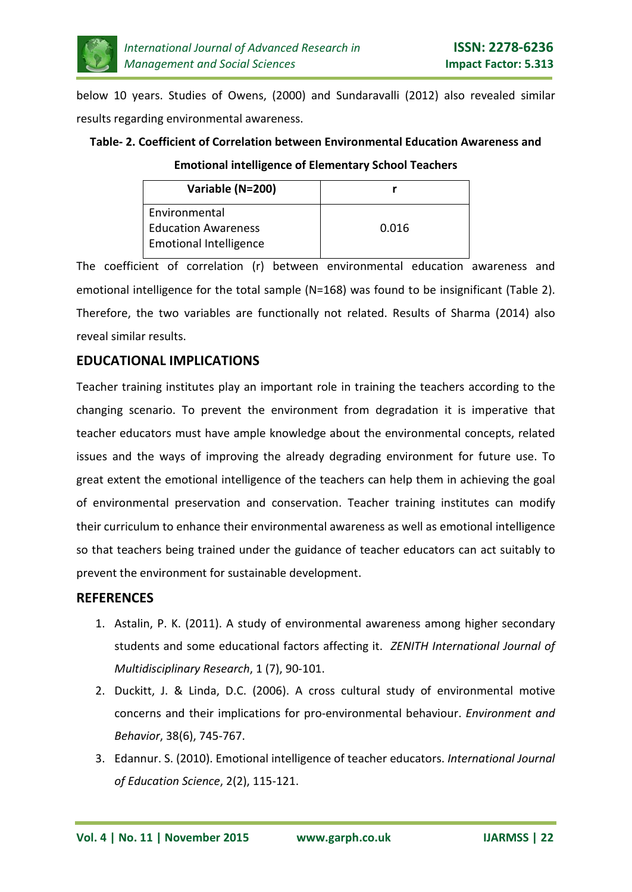below 10 years. Studies of Owens, (2000) and Sundaravalli (2012) also revealed similar results regarding environmental awareness.

**Table- 2. Coefficient of Correlation between Environmental Education Awareness and Emotional intelligence of Elementary School Teachers**

| Variable (N=200) | r |
|---|---|
| Environmental Education Awareness Emotional Intelligence | 0.016 |

The coefficient of correlation (r) between environmental education awareness and emotional intelligence for the total sample (N=168) was found to be insignificant (Table 2). Therefore, the two variables are functionally not related. Results of Sharma (2014) also reveal similar results.

## EDUCATIONAL IMPLICATIONS

Teacher training institutes play an important role in training the teachers according to the changing scenario. To prevent the environment from degradation it is imperative that teacher educators must have ample knowledge about the environmental concepts, related issues and the ways of improving the already degrading environment for future use. To great extent the emotional intelligence of the teachers can help them in achieving the goal of environmental preservation and conservation. Teacher training institutes can modify their curriculum to enhance their environmental awareness as well as emotional intelligence so that teachers being trained under the guidance of teacher educators can act suitably to prevent the environment for sustainable development.

## REFERENCES

1. Astalin, P. K. (2011). A study of environmental awareness among higher secondary students and some educational factors affecting it. *ZENITH International Journal of Multidisciplinary Research*, 1 (7), 90-101.
2. Duckitt, J. & Linda, D.C. (2006). A cross cultural study of environmental motive concerns and their implications for pro-environmental behaviour. *Environment and Behavior*, 38(6), 745-767.
3. Edannur. S. (2010). Emotional intelligence of teacher educators. *International Journal of Education Science*, 2(2), 115-121.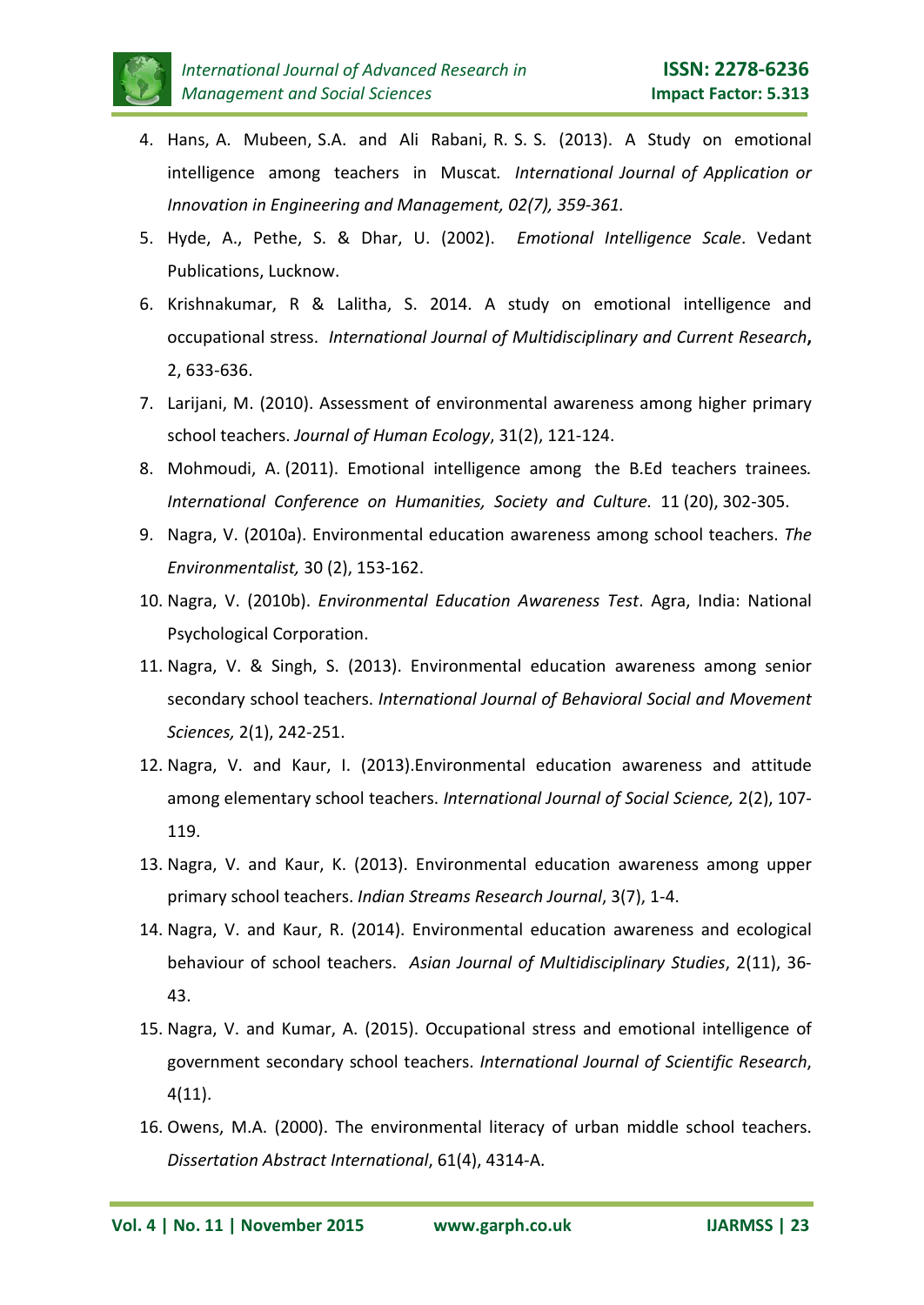4. Hans, A. Mubeen, S.A. and Ali Rabani, R. S. S. (2013). A Study on emotional intelligence among teachers in Muscat. *International Journal of Application or Innovation in Engineering and Management, 02(7), 359-361.*
5. Hyde, A., Pethe, S. & Dhar, U. (2002). *Emotional Intelligence Scale*. Vedant Publications, Lucknow.
6. Krishnakumar, R & Lalitha, S. 2014. A study on emotional intelligence and occupational stress. *International Journal of Multidisciplinary and Current Research***,** 2, 633-636.
7. Larijani, M. (2010). Assessment of environmental awareness among higher primary school teachers. *Journal of Human Ecology*, 31(2), 121-124.
8. Mohmoudi, A. (2011). Emotional intelligence among the B.Ed teachers trainees*. International Conference on Humanities, Society and Culture.* 11 (20), 302-305.
9. Nagra, V. (2010a). Environmental education awareness among school teachers. *The Environmentalist,* 30 (2), 153-162.
10. Nagra, V. (2010b). *Environmental Education Awareness Test*. Agra, India: National Psychological Corporation.
11. Nagra, V. & Singh, S. (2013). Environmental education awareness among senior secondary school teachers. *International Journal of Behavioral Social and Movement Sciences,* 2(1), 242-251.
12. Nagra, V. and Kaur, I. (2013).Environmental education awareness and attitude among elementary school teachers. *International Journal of Social Science,* 2(2), 107-119.
13. Nagra, V. and Kaur, K. (2013). Environmental education awareness among upper primary school teachers. *Indian Streams Research Journal*, 3(7), 1-4.
14. Nagra, V. and Kaur, R. (2014). Environmental education awareness and ecological behaviour of school teachers. *Asian Journal of Multidisciplinary Studies*, 2(11), 36-43.
15. Nagra, V. and Kumar, A. (2015). Occupational stress and emotional intelligence of government secondary school teachers. *International Journal of Scientific Research*, 4(11).
16. Owens, M.A. (2000). The environmental literacy of urban middle school teachers. *Dissertation Abstract International*, 61(4), 4314-A.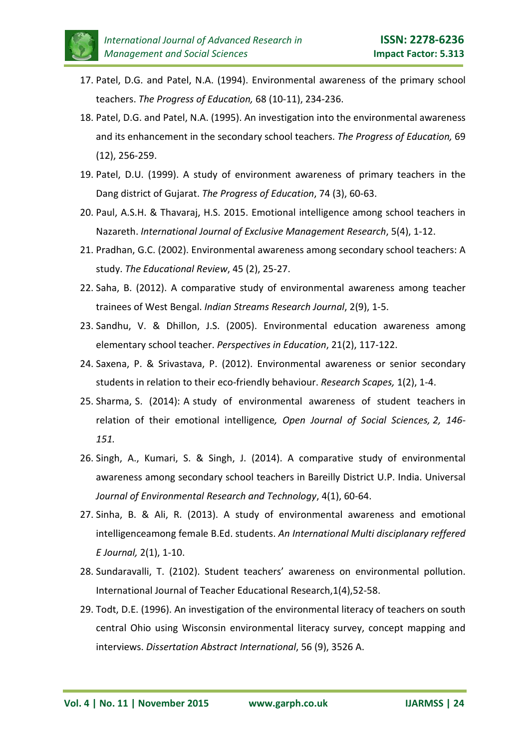17. Patel, D.G. and Patel, N.A. (1994). Environmental awareness of the primary school teachers. *The Progress of Education,* 68 (10-11), 234-236.
18. Patel, D.G. and Patel, N.A. (1995). An investigation into the environmental awareness and its enhancement in the secondary school teachers. *The Progress of Education,* 69 (12), 256-259.
19. Patel, D.U. (1999). A study of environment awareness of primary teachers in the Dang district of Gujarat. *The Progress of Education*, 74 (3), 60-63.
20. Paul, A.S.H. & Thavaraj, H.S. 2015. Emotional intelligence among school teachers in Nazareth. *International Journal of Exclusive Management Research*, 5(4), 1-12.
21. Pradhan, G.C. (2002). Environmental awareness among secondary school teachers: A study. *The Educational Review*, 45 (2), 25-27.
22. Saha, B. (2012). A comparative study of environmental awareness among teacher trainees of West Bengal. *Indian Streams Research Journal*, 2(9), 1-5.
23. Sandhu, V. & Dhillon, J.S. (2005). Environmental education awareness among elementary school teacher. *Perspectives in Education*, 21(2), 117-122.
24. Saxena, P. & Srivastava, P. (2012). Environmental awareness or senior secondary students in relation to their eco-friendly behaviour. *Research Scapes,* 1(2), 1-4.
25. Sharma, S. (2014): A study of environmental awareness of student teachers in relation of their emotional intelligence*, Open Journal of Social Sciences, 2, 146-151.*
26. Singh, A., Kumari, S. & Singh, J. (2014). A comparative study of environmental awareness among secondary school teachers in Bareilly District U.P. India. Universal *Journal of Environmental Research and Technology*, 4(1), 60-64.
27. Sinha, B. & Ali, R. (2013). A study of environmental awareness and emotional intelligenceamong female B.Ed. students. *An International Multi disciplanary reffered E Journal,* 2(1), 1-10.
28. Sundaravalli, T. (2102). Student teachers' awareness on environmental pollution. International Journal of Teacher Educational Research,1(4),52-58.
29. Todt, D.E. (1996). An investigation of the environmental literacy of teachers on south central Ohio using Wisconsin environmental literacy survey, concept mapping and interviews. *Dissertation Abstract International*, 56 (9), 3526 A.